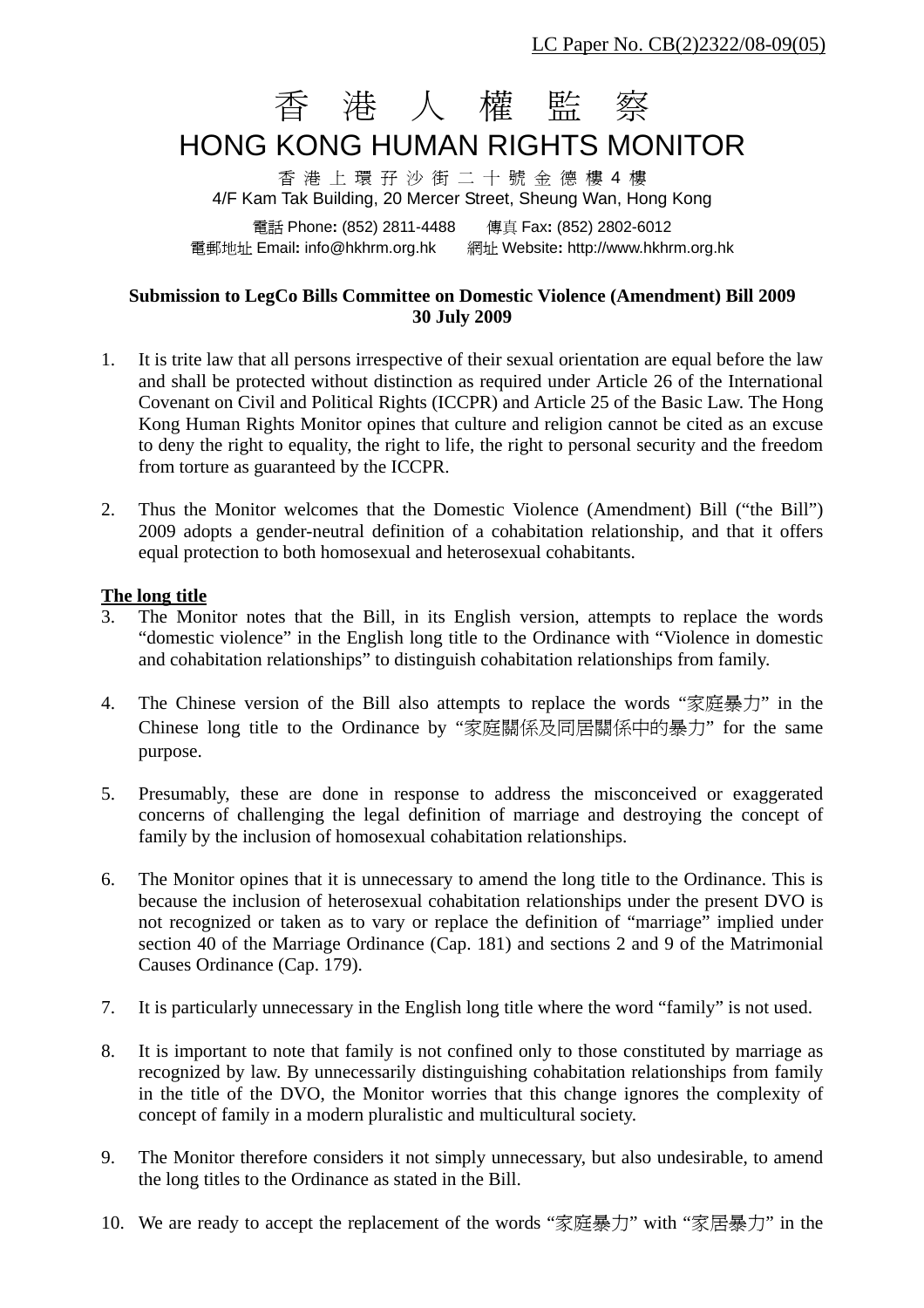LC Paper No. CB(2)2322/08-09(05)

# 香 港 人 權 監 察
# HONG KONG HUMAN RIGHTS MONITOR

香 港 上 環 孖 沙 街 二 十 號 金 德 樓 4 樓
4/F Kam Tak Building, 20 Mercer Street, Sheung Wan, Hong Kong

電話 Phone: (852) 2811-4488 傳真 Fax: (852) 2802-6012
電郵地址 Email: info@hkhrm.org.hk 網址 Website: http://www.hkhrm.org.hk

**Submission to LegCo Bills Committee on Domestic Violence (Amendment) Bill 2009**
**30 July 2009**

1. It is trite law that all persons irrespective of their sexual orientation are equal before the law and shall be protected without distinction as required under Article 26 of the International Covenant on Civil and Political Rights (ICCPR) and Article 25 of the Basic Law. The Hong Kong Human Rights Monitor opines that culture and religion cannot be cited as an excuse to deny the right to equality, the right to life, the right to personal security and the freedom from torture as guaranteed by the ICCPR.

2. Thus the Monitor welcomes that the Domestic Violence (Amendment) Bill ("the Bill") 2009 adopts a gender-neutral definition of a cohabitation relationship, and that it offers equal protection to both homosexual and heterosexual cohabitants.

**<u>The long title</u>**

3. The Monitor notes that the Bill, in its English version, attempts to replace the words "domestic violence" in the English long title to the Ordinance with "Violence in domestic and cohabitation relationships" to distinguish cohabitation relationships from family.

4. The Chinese version of the Bill also attempts to replace the words "家庭暴力" in the Chinese long title to the Ordinance by "家庭關係及同居關係中的暴力" for the same purpose.

5. Presumably, these are done in response to address the misconceived or exaggerated concerns of challenging the legal definition of marriage and destroying the concept of family by the inclusion of homosexual cohabitation relationships.

6. The Monitor opines that it is unnecessary to amend the long title to the Ordinance. This is because the inclusion of heterosexual cohabitation relationships under the present DVO is not recognized or taken as to vary or replace the definition of "marriage" implied under section 40 of the Marriage Ordinance (Cap. 181) and sections 2 and 9 of the Matrimonial Causes Ordinance (Cap. 179).

7. It is particularly unnecessary in the English long title where the word "family" is not used.

8. It is important to note that family is not confined only to those constituted by marriage as recognized by law. By unnecessarily distinguishing cohabitation relationships from family in the title of the DVO, the Monitor worries that this change ignores the complexity of concept of family in a modern pluralistic and multicultural society.

9. The Monitor therefore considers it not simply unnecessary, but also undesirable, to amend the long titles to the Ordinance as stated in the Bill.

10. We are ready to accept the replacement of the words "家庭暴力" with "家居暴力" in the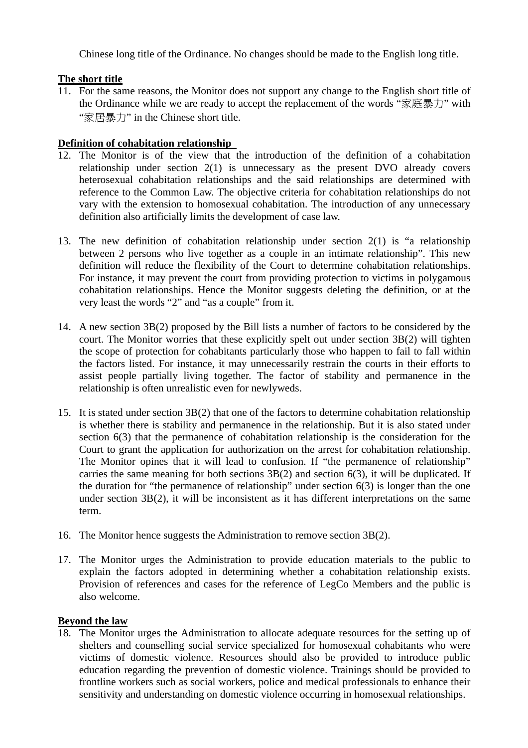Chinese long title of the Ordinance. No changes should be made to the English long title.

**The short title**

11. For the same reasons, the Monitor does not support any change to the English short title of the Ordinance while we are ready to accept the replacement of the words "家庭暴力" with "家居暴力" in the Chinese short title.

**Definition of cohabitation relationship**

12. The Monitor is of the view that the introduction of the definition of a cohabitation relationship under section 2(1) is unnecessary as the present DVO already covers heterosexual cohabitation relationships and the said relationships are determined with reference to the Common Law. The objective criteria for cohabitation relationships do not vary with the extension to homosexual cohabitation. The introduction of any unnecessary definition also artificially limits the development of case law.

13. The new definition of cohabitation relationship under section 2(1) is "a relationship between 2 persons who live together as a couple in an intimate relationship". This new definition will reduce the flexibility of the Court to determine cohabitation relationships. For instance, it may prevent the court from providing protection to victims in polygamous cohabitation relationships. Hence the Monitor suggests deleting the definition, or at the very least the words "2" and "as a couple" from it.

14. A new section 3B(2) proposed by the Bill lists a number of factors to be considered by the court. The Monitor worries that these explicitly spelt out under section 3B(2) will tighten the scope of protection for cohabitants particularly those who happen to fail to fall within the factors listed. For instance, it may unnecessarily restrain the courts in their efforts to assist people partially living together. The factor of stability and permanence in the relationship is often unrealistic even for newlyweds.

15. It is stated under section 3B(2) that one of the factors to determine cohabitation relationship is whether there is stability and permanence in the relationship. But it is also stated under section 6(3) that the permanence of cohabitation relationship is the consideration for the Court to grant the application for authorization on the arrest for cohabitation relationship. The Monitor opines that it will lead to confusion. If "the permanence of relationship" carries the same meaning for both sections 3B(2) and section 6(3), it will be duplicated. If the duration for "the permanence of relationship" under section 6(3) is longer than the one under section 3B(2), it will be inconsistent as it has different interpretations on the same term.

16. The Monitor hence suggests the Administration to remove section 3B(2).

17. The Monitor urges the Administration to provide education materials to the public to explain the factors adopted in determining whether a cohabitation relationship exists. Provision of references and cases for the reference of LegCo Members and the public is also welcome.

**Beyond the law**

18. The Monitor urges the Administration to allocate adequate resources for the setting up of shelters and counselling social service specialized for homosexual cohabitants who were victims of domestic violence. Resources should also be provided to introduce public education regarding the prevention of domestic violence. Trainings should be provided to frontline workers such as social workers, police and medical professionals to enhance their sensitivity and understanding on domestic violence occurring in homosexual relationships.